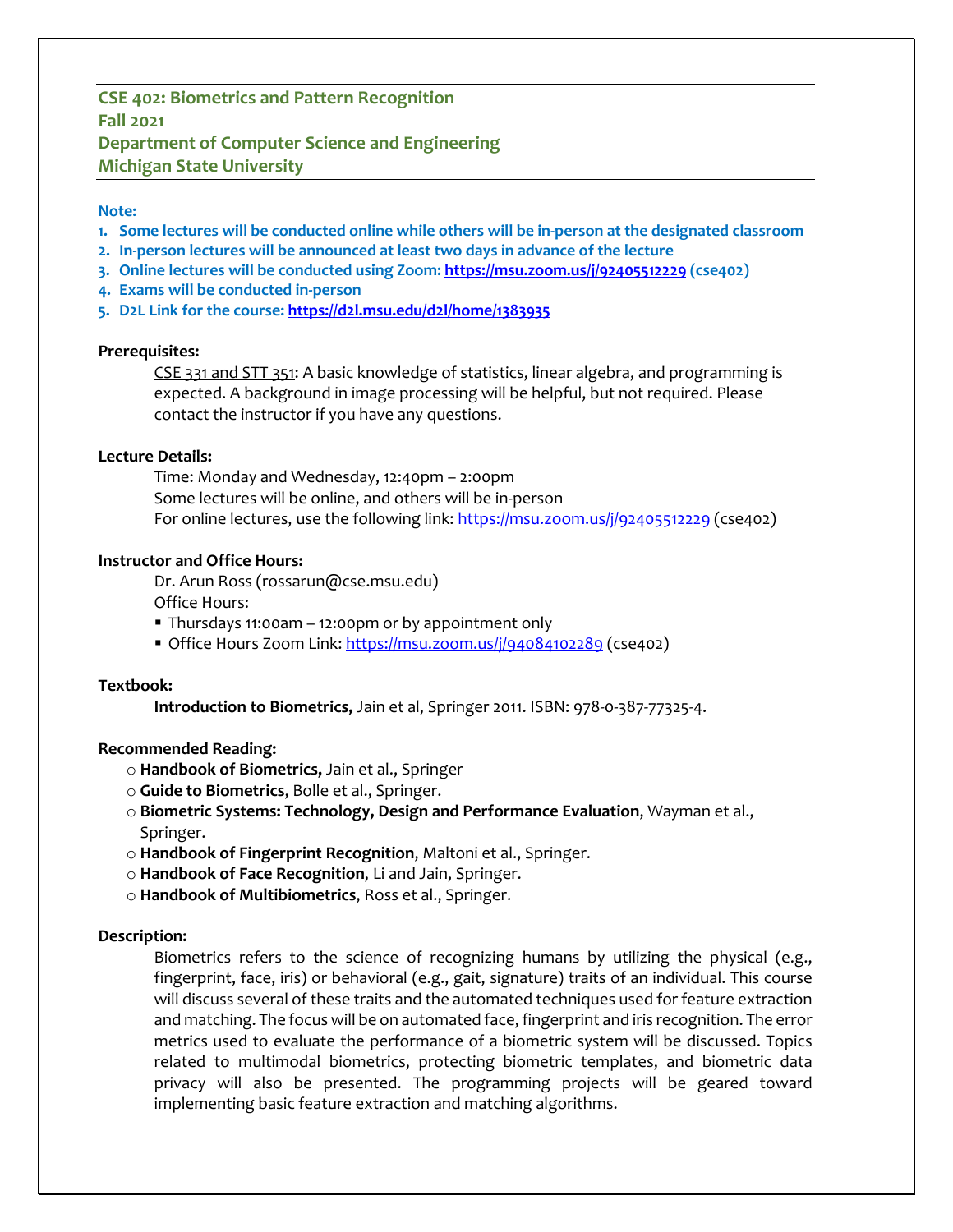## CSE 402: Biometrics and Pattern Recognition
## Fall 2021
## Department of Computer Science and Engineering
## Michigan State University

**Note:**

1. **Some lectures will be conducted online while others will be in-person at the designated classroom**
2. **In-person lectures will be announced at least two days in advance of the lecture**
3. **Online lectures will be conducted using Zoom: https://msu.zoom.us/j/92405512229 (cse402)**
4. **Exams will be conducted in-person**
5. **D2L Link for the course: https://d2l.msu.edu/d2l/home/1383935**

**Prerequisites:**

CSE 331 and STT 351: A basic knowledge of statistics, linear algebra, and programming is expected. A background in image processing will be helpful, but not required. Please contact the instructor if you have any questions.

**Lecture Details:**

Time: Monday and Wednesday, 12:40pm – 2:00pm
Some lectures will be online, and others will be in-person
For online lectures, use the following link: https://msu.zoom.us/j/92405512229 (cse402)

**Instructor and Office Hours:**

Dr. Arun Ross (rossarun@cse.msu.edu)
Office Hours:

- Thursdays 11:00am – 12:00pm or by appointment only
- Office Hours Zoom Link: https://msu.zoom.us/j/94084102289 (cse402)

**Textbook:**

**Introduction to Biometrics,** Jain et al, Springer 2011. ISBN: 978-0-387-77325-4.

**Recommended Reading:**

- **Handbook of Biometrics,** Jain et al., Springer
- **Guide to Biometrics**, Bolle et al., Springer.
- **Biometric Systems: Technology, Design and Performance Evaluation**, Wayman et al., Springer.
- **Handbook of Fingerprint Recognition**, Maltoni et al., Springer.
- **Handbook of Face Recognition**, Li and Jain, Springer.
- **Handbook of Multibiometrics**, Ross et al., Springer.

**Description:**

Biometrics refers to the science of recognizing humans by utilizing the physical (e.g., fingerprint, face, iris) or behavioral (e.g., gait, signature) traits of an individual. This course will discuss several of these traits and the automated techniques used for feature extraction and matching. The focus will be on automated face, fingerprint and iris recognition. The error metrics used to evaluate the performance of a biometric system will be discussed. Topics related to multimodal biometrics, protecting biometric templates, and biometric data privacy will also be presented. The programming projects will be geared toward implementing basic feature extraction and matching algorithms.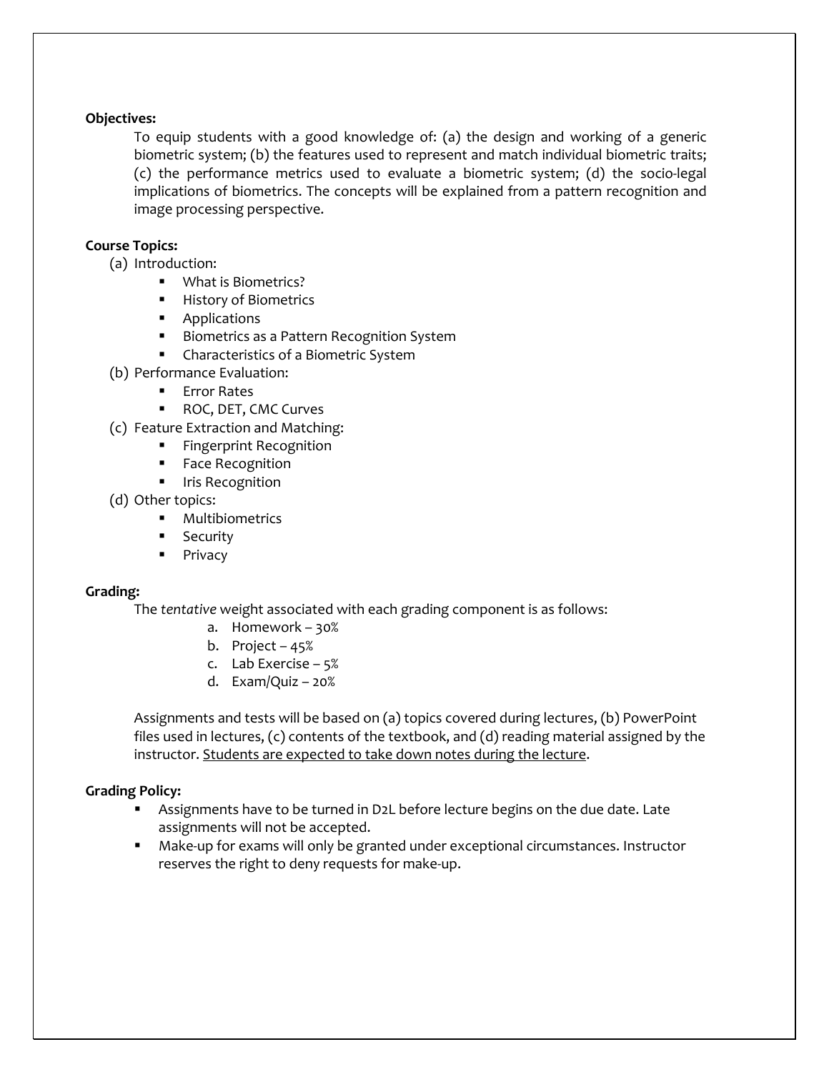**Objectives:**

To equip students with a good knowledge of: (a) the design and working of a generic biometric system; (b) the features used to represent and match individual biometric traits; (c) the performance metrics used to evaluate a biometric system; (d) the socio-legal implications of biometrics. The concepts will be explained from a pattern recognition and image processing perspective.

**Course Topics:**

(a) Introduction:
- What is Biometrics?
- History of Biometrics
- Applications
- Biometrics as a Pattern Recognition System
- Characteristics of a Biometric System

(b) Performance Evaluation:
- Error Rates
- ROC, DET, CMC Curves

(c) Feature Extraction and Matching:
- Fingerprint Recognition
- Face Recognition
- Iris Recognition

(d) Other topics:
- Multibiometrics
- Security
- Privacy

**Grading:**

The *tentative* weight associated with each grading component is as follows:

a. Homework – 30%
b. Project – 45%
c. Lab Exercise – 5%
d. Exam/Quiz – 20%

Assignments and tests will be based on (a) topics covered during lectures, (b) PowerPoint files used in lectures, (c) contents of the textbook, and (d) reading material assigned by the instructor. <u>Students are expected to take down notes during the lecture</u>.

**Grading Policy:**

- Assignments have to be turned in D2L before lecture begins on the due date. Late assignments will not be accepted.
- Make-up for exams will only be granted under exceptional circumstances. Instructor reserves the right to deny requests for make-up.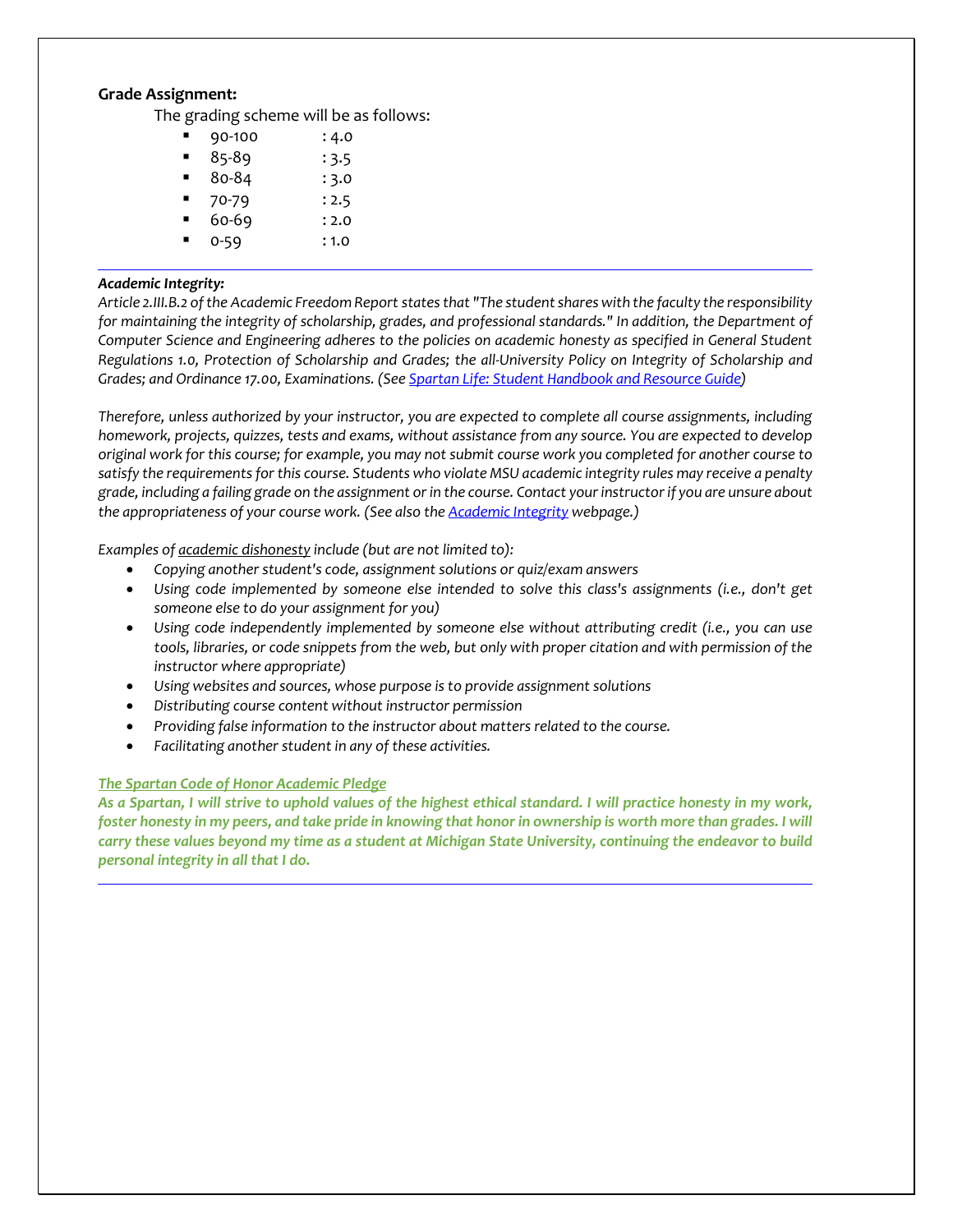**Grade Assignment:**

The grading scheme will be as follows:

- 90-100 : 4.0
- 85-89 : 3.5
- 80-84 : 3.0
- 70-79 : 2.5
- 60-69 : 2.0
- 0-59 : 1.0

---

***Academic Integrity:***

*Article 2.III.B.2 of the Academic Freedom Report states that "The student shares with the faculty the responsibility for maintaining the integrity of scholarship, grades, and professional standards." In addition, the Department of Computer Science and Engineering adheres to the policies on academic honesty as specified in General Student Regulations 1.0, Protection of Scholarship and Grades; the all-University Policy on Integrity of Scholarship and Grades; and Ordinance 17.00, Examinations. (See [Spartan Life: Student Handbook and Resource Guide](#))*

*Therefore, unless authorized by your instructor, you are expected to complete all course assignments, including homework, projects, quizzes, tests and exams, without assistance from any source. You are expected to develop original work for this course; for example, you may not submit course work you completed for another course to satisfy the requirements for this course. Students who violate MSU academic integrity rules may receive a penalty grade, including a failing grade on the assignment or in the course. Contact your instructor if you are unsure about the appropriateness of your course work. (See also the [Academic Integrity](#) webpage.)*

*Examples of academic dishonesty include (but are not limited to):*

- *Copying another student's code, assignment solutions or quiz/exam answers*
- *Using code implemented by someone else intended to solve this class's assignments (i.e., don't get someone else to do your assignment for you)*
- *Using code independently implemented by someone else without attributing credit (i.e., you can use tools, libraries, or code snippets from the web, but only with proper citation and with permission of the instructor where appropriate)*
- *Using websites and sources, whose purpose is to provide assignment solutions*
- *Distributing course content without instructor permission*
- *Providing false information to the instructor about matters related to the course.*
- *Facilitating another student in any of these activities.*

***The Spartan Code of Honor Academic Pledge***

***As a Spartan, I will strive to uphold values of the highest ethical standard. I will practice honesty in my work, foster honesty in my peers, and take pride in knowing that honor in ownership is worth more than grades. I will carry these values beyond my time as a student at Michigan State University, continuing the endeavor to build personal integrity in all that I do.***

---